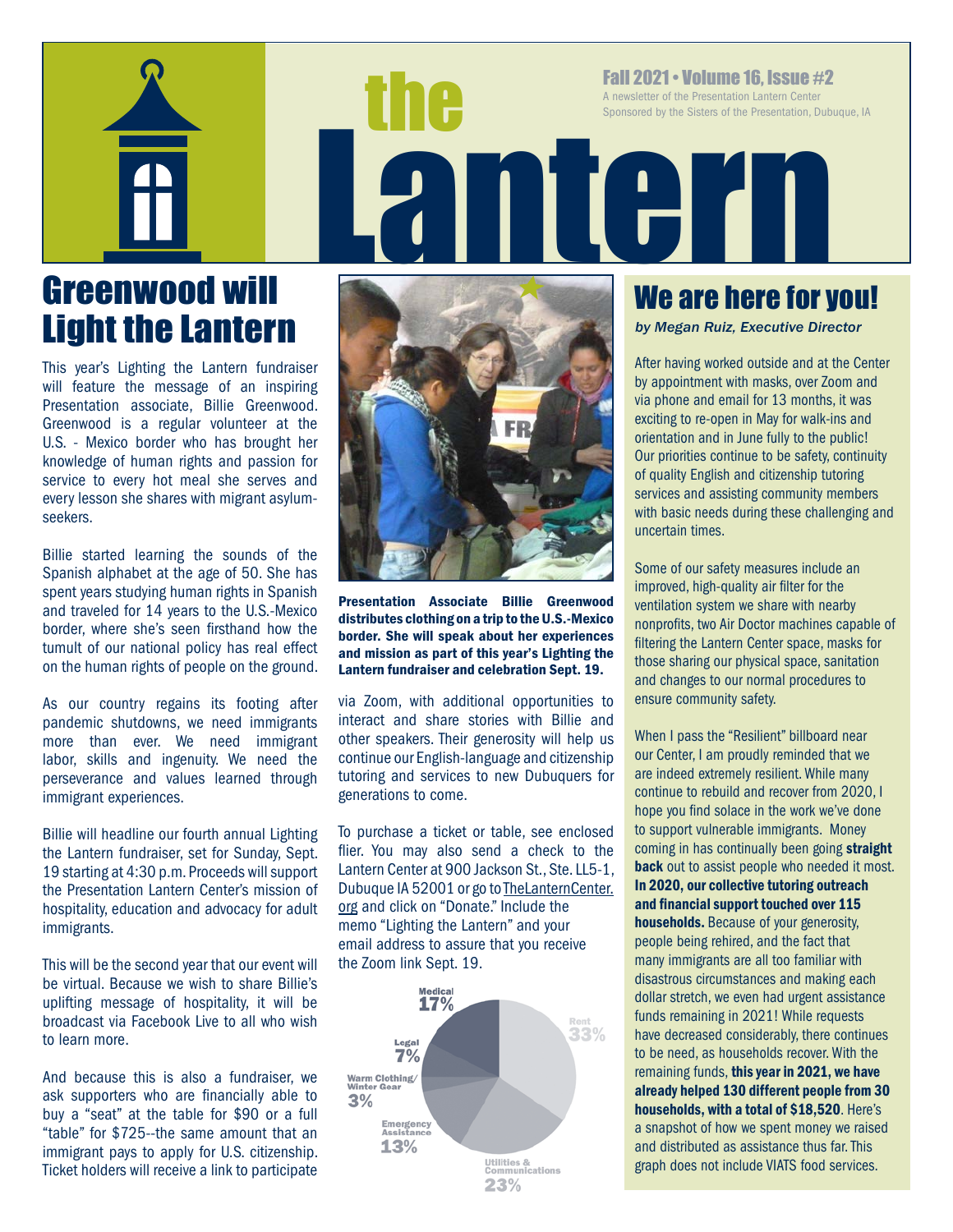# the Lantern

Fall 2021 • Volume 16, Issue #2

A newsletter of the Presentation Lantern Center

Sponsored by the Sisters of the Presentation, Dubuque, IA

## Greenwood will Light the Lantern

This year's Lighting the Lantern fundraiser will feature the message of an inspiring Presentation associate, Billie Greenwood. Greenwood is a regular volunteer at the U.S. - Mexico border who has brought her knowledge of human rights and passion for service to every hot meal she serves and every lesson she shares with migrant asylum-seekers.

Billie started learning the sounds of the Spanish alphabet at the age of 50. She has spent years studying human rights in Spanish and traveled for 14 years to the U.S.-Mexico border, where she's seen firsthand how the tumult of our national policy has real effect on the human rights of people on the ground.

As our country regains its footing after pandemic shutdowns, we need immigrants more than ever. We need immigrant labor, skills and ingenuity. We need the perseverance and values learned through immigrant experiences.

Billie will headline our fourth annual Lighting the Lantern fundraiser, set for Sunday, Sept. 19 starting at 4:30 p.m. Proceeds will support the Presentation Lantern Center's mission of hospitality, education and advocacy for adult immigrants.

This will be the second year that our event will be virtual. Because we wish to share Billie's uplifting message of hospitality, it will be broadcast via Facebook Live to all who wish to learn more.

And because this is also a fundraiser, we ask supporters who are financially able to buy a "seat" at the table for $90 or a full "table" for $725--the same amount that an immigrant pays to apply for U.S. citizenship. Ticket holders will receive a link to participate via Zoom, with additional opportunities to interact and share stories with Billie and other speakers. Their generosity will help us continue our English-language and citizenship tutoring and services to new Dubuquers for generations to come.

To purchase a ticket or table, see enclosed flier. You may also send a check to the Lantern Center at 900 Jackson St., Ste. LL5-1, Dubuque IA 52001 or go to TheLanternCenter.org and click on "Donate." Include the memo "Lighting the Lantern" and your email address to assure that you receive the Zoom link Sept. 19.

**Presentation Associate Billie Greenwood distributes clothing on a trip to the U.S.-Mexico border. She will speak about her experiences and mission as part of this year's Lighting the Lantern fundraiser and celebration Sept. 19.**

| Category | Share |
|---|---|
| Rent | 33% |
| Utilities & Communications | 23% |
| Medical | 17% |
| Emergency Assistance | 13% |
| Legal | 7% |
| Warm Clothing/ Winter Gear | 3% |

## We are here for you!

*by Megan Ruiz, Executive Director*

After having worked outside and at the Center by appointment with masks, over Zoom and via phone and email for 13 months, it was exciting to re-open in May for walk-ins and orientation and in June fully to the public! Our priorities continue to be safety, continuity of quality English and citizenship tutoring services and assisting community members with basic needs during these challenging and uncertain times.

Some of our safety measures include an improved, high-quality air filter for the ventilation system we share with nearby nonprofits, two Air Doctor machines capable of filtering the Lantern Center space, masks for those sharing our physical space, sanitation and changes to our normal procedures to ensure community safety.

When I pass the "Resilient" billboard near our Center, I am proudly reminded that we are indeed extremely resilient. While many continue to rebuild and recover from 2020, I hope you find solace in the work we've done to support vulnerable immigrants. Money coming in has continually been going **straight back** out to assist people who needed it most. **In 2020, our collective tutoring outreach and financial support touched over 115 households.** Because of your generosity, people being rehired, and the fact that many immigrants are all too familiar with disastrous circumstances and making each dollar stretch, we even had urgent assistance funds remaining in 2021! While requests have decreased considerably, there continues to be need, as households recover. With the remaining funds, **this year in 2021, we have already helped 130 different people from 30 households, with a total of $18,520**. Here's a snapshot of how we spent money we raised and distributed as assistance thus far. This graph does not include VIATS food services.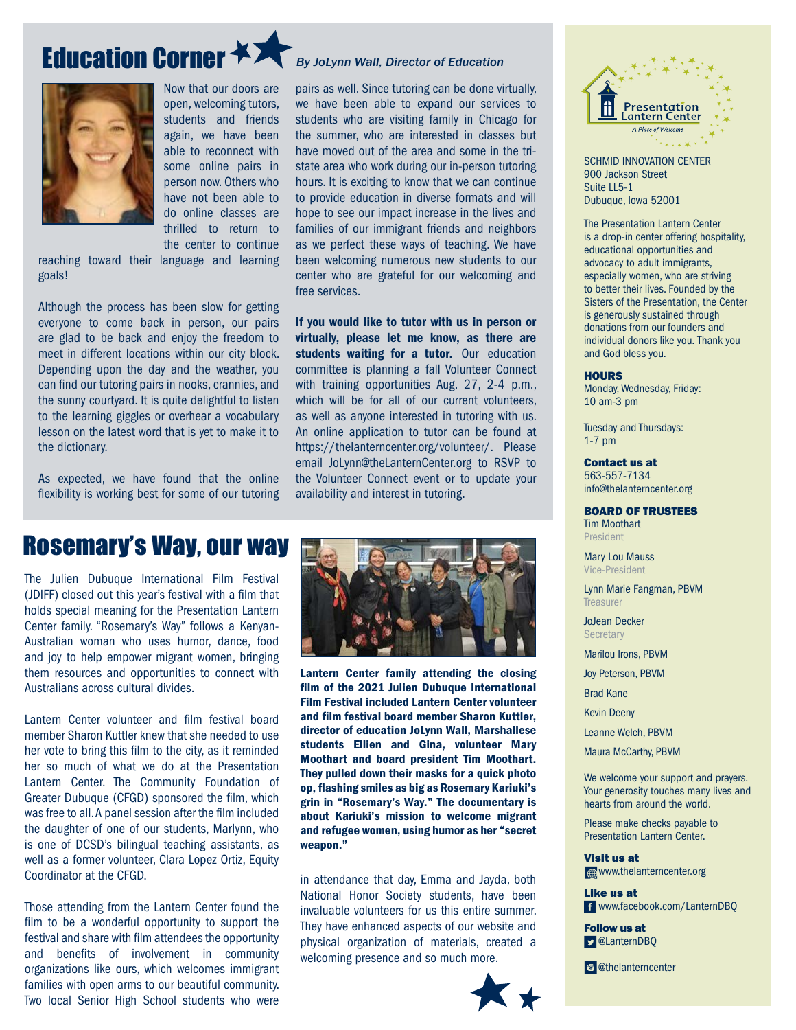## Education Corner

*By JoLynn Wall, Director of Education*

Now that our doors are open, welcoming tutors, students and friends again, we have been able to reconnect with some online pairs in person now. Others who have not been able to do online classes are thrilled to return to the center to continue reaching toward their language and learning goals!

Although the process has been slow for getting everyone to come back in person, our pairs are glad to be back and enjoy the freedom to meet in different locations within our city block. Depending upon the day and the weather, you can find our tutoring pairs in nooks, crannies, and the sunny courtyard. It is quite delightful to listen to the learning giggles or overhear a vocabulary lesson on the latest word that is yet to make it to the dictionary.

As expected, we have found that the online flexibility is working best for some of our tutoring pairs as well. Since tutoring can be done virtually, we have been able to expand our services to students who are visiting family in Chicago for the summer, who are interested in classes but have moved out of the area and some in the tri-state area who work during our in-person tutoring hours. It is exciting to know that we can continue to provide education in diverse formats and will hope to see our impact increase in the lives and families of our immigrant friends and neighbors as we perfect these ways of teaching. We have been welcoming numerous new students to our center who are grateful for our welcoming and free services.

**If you would like to tutor with us in person or virtually, please let me know, as there are students waiting for a tutor.** Our education committee is planning a fall Volunteer Connect with training opportunities Aug. 27, 2-4 p.m., which will be for all of our current volunteers, as well as anyone interested in tutoring with us. An online application to tutor can be found at https://thelanterncenter.org/volunteer/. Please email JoLynn@TheLanternCenter.org to RSVP to the Volunteer Connect event or to update your availability and interest in tutoring.

## Rosemary's Way, our way

The Julien Dubuque International Film Festival (JDIFF) closed out this year's festival with a film that holds special meaning for the Presentation Lantern Center family. "Rosemary's Way" follows a Kenyan-Australian woman who uses humor, dance, food and joy to help empower migrant women, bringing them resources and opportunities to connect with Australians across cultural divides.

Lantern Center volunteer and film festival board member Sharon Kuttler knew that she needed to use her vote to bring this film to the city, as it reminded her so much of what we do at the Presentation Lantern Center. The Community Foundation of Greater Dubuque (CFGD) sponsored the film, which was free to all. A panel session after the film included the daughter of one of our students, Marlynn, who is one of DCSD's bilingual teaching assistants, as well as a former volunteer, Clara Lopez Ortiz, Equity Coordinator at the CFGD.

Those attending from the Lantern Center found the film to be a wonderful opportunity to support the festival and share with film attendees the opportunity and benefits of involvement in community organizations like ours, which welcomes immigrant families with open arms to our beautiful community. Two local Senior High School students who were in attendance that day, Emma and Jayda, both National Honor Society students, have been invaluable volunteers for us this entire summer. They have enhanced aspects of our website and physical organization of materials, created a welcoming presence and so much more.

**Lantern Center family attending the closing film of the 2021 Julien Dubuque International Film Festival included Lantern Center volunteer and film festival board member Sharon Kuttler, director of education JoLynn Wall, Marshallese students Ellien and Gina, volunteer Mary Moothart and board president Tim Moothart. They pulled down their masks for a quick photo op, flashing smiles as big as Rosemary Kariuki's grin in "Rosemary's Way." The documentary is about Kariuki's mission to welcome migrant and refugee women, using humor as her "secret weapon."**

---

Presentation Lantern Center
*A Place of Welcome*

SCHMID INNOVATION CENTER
900 Jackson Street
Suite LL5-1
Dubuque, Iowa 52001

The Presentation Lantern Center is a drop-in center offering hospitality, educational opportunities and advocacy to adult immigrants, especially women, who are striving to better their lives. Founded by the Sisters of the Presentation, the Center is generously sustained through donations from our founders and individual donors like you. Thank you and God bless you.

**HOURS**
Monday, Wednesday, Friday:
10 am-3 pm

Tuesday and Thursdays:
1-7 pm

**Contact us at**
563-557-7134
info@thelanterncenter.org

**BOARD OF TRUSTEES**

Tim Moothart
President

Mary Lou Mauss
Vice-President

Lynn Marie Fangman, PBVM
Treasurer

JoJean Decker
Secretary

Marilou Irons, PBVM

Joy Peterson, PBVM

Brad Kane

Kevin Deeny

Leanne Welch, PBVM

Maura McCarthy, PBVM

We welcome your support and prayers. Your generosity touches many lives and hearts from around the world.

Please make checks payable to Presentation Lantern Center.

**Visit us at**
www.thelanterncenter.org

**Like us at**
www.facebook.com/LanternDBQ

**Follow us at**
@LanternDBQ

@thelanterncenter